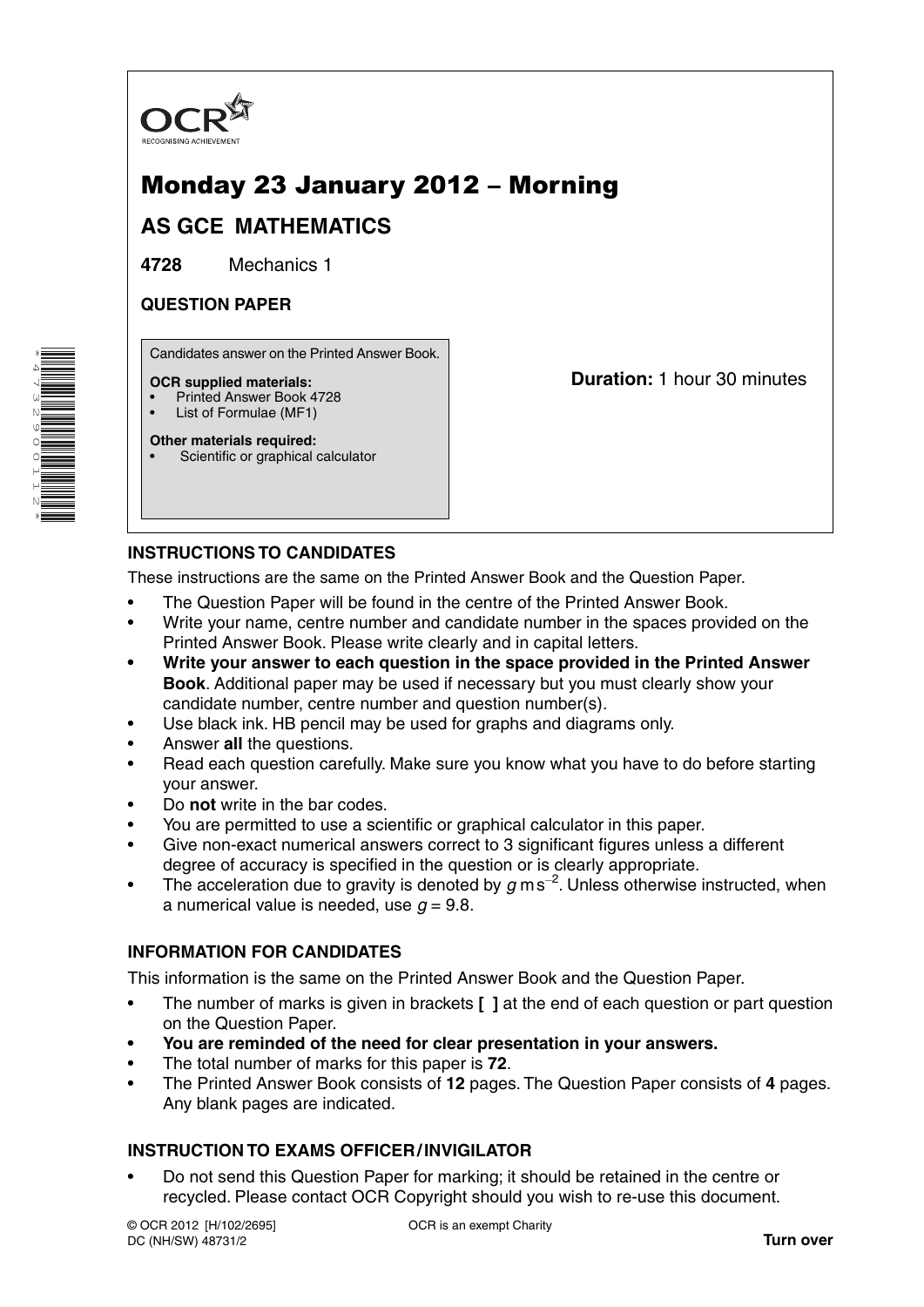OCR
RECOGNISING ACHIEVEMENT

# Monday 23 January 2012 – Morning

## AS GCE MATHEMATICS

**4728** Mechanics 1

**QUESTION PAPER**

Candidates answer on the Printed Answer Book.

**OCR supplied materials:**
- Printed Answer Book 4728
- List of Formulae (MF1)

**Other materials required:**
- Scientific or graphical calculator

**Duration:** 1 hour 30 minutes

### INSTRUCTIONS TO CANDIDATES

These instructions are the same on the Printed Answer Book and the Question Paper.

- The Question Paper will be found in the centre of the Printed Answer Book.
- Write your name, centre number and candidate number in the spaces provided on the Printed Answer Book. Please write clearly and in capital letters.
- **Write your answer to each question in the space provided in the Printed Answer Book**. Additional paper may be used if necessary but you must clearly show your candidate number, centre number and question number(s).
- Use black ink. HB pencil may be used for graphs and diagrams only.
- Answer **all** the questions.
- Read each question carefully. Make sure you know what you have to do before starting your answer.
- Do **not** write in the bar codes.
- You are permitted to use a scientific or graphical calculator in this paper.
- Give non-exact numerical answers correct to 3 significant figures unless a different degree of accuracy is specified in the question or is clearly appropriate.
- The acceleration due to gravity is denoted by $g\,\text{m}\,\text{s}^{-2}$. Unless otherwise instructed, when a numerical value is needed, use $g = 9.8$.

### INFORMATION FOR CANDIDATES

This information is the same on the Printed Answer Book and the Question Paper.

- The number of marks is given in brackets **[ ]** at the end of each question or part question on the Question Paper.
- **You are reminded of the need for clear presentation in your answers.**
- The total number of marks for this paper is **72**.
- The Printed Answer Book consists of **12** pages. The Question Paper consists of **4** pages. Any blank pages are indicated.

### INSTRUCTION TO EXAMS OFFICER / INVIGILATOR

- Do not send this Question Paper for marking; it should be retained in the centre or recycled. Please contact OCR Copyright should you wish to re-use this document.

© OCR 2012 [H/102/2695]
DC (NH/SW) 48731/2

OCR is an exempt Charity

**Turn over**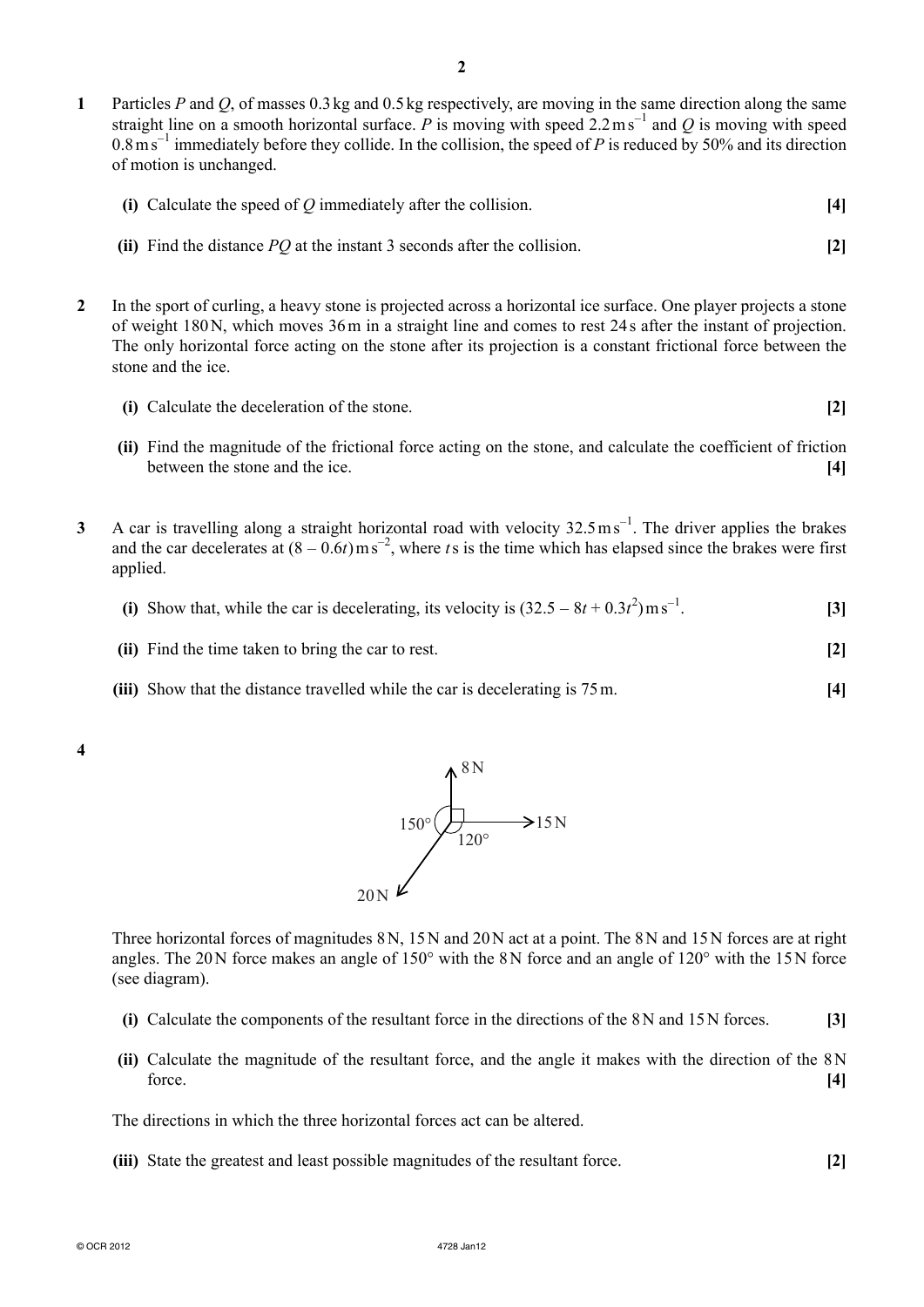**1** Particles $P$ and $Q$, of masses 0.3 kg and 0.5 kg respectively, are moving in the same direction along the same straight line on a smooth horizontal surface. $P$ is moving with speed $2.2\,\text{m}\,\text{s}^{-1}$ and $Q$ is moving with speed $0.8\,\text{m}\,\text{s}^{-1}$ immediately before they collide. In the collision, the speed of $P$ is reduced by 50% and its direction of motion is unchanged.

**(i)** Calculate the speed of $Q$ immediately after the collision. **[4]**

**(ii)** Find the distance $PQ$ at the instant 3 seconds after the collision. **[2]**

**2** In the sport of curling, a heavy stone is projected across a horizontal ice surface. One player projects a stone of weight 180 N, which moves 36 m in a straight line and comes to rest 24 s after the instant of projection. The only horizontal force acting on the stone after its projection is a constant frictional force between the stone and the ice.

**(i)** Calculate the deceleration of the stone. **[2]**

**(ii)** Find the magnitude of the frictional force acting on the stone, and calculate the coefficient of friction between the stone and the ice. **[4]**

**3** A car is travelling along a straight horizontal road with velocity $32.5\,\text{m}\,\text{s}^{-1}$. The driver applies the brakes and the car decelerates at $(8 - 0.6t)\,\text{m}\,\text{s}^{-2}$, where $t$ s is the time which has elapsed since the brakes were first applied.

**(i)** Show that, while the car is decelerating, its velocity is $(32.5 - 8t + 0.3t^2)\,\text{m}\,\text{s}^{-1}$. **[3]**

**(ii)** Find the time taken to bring the car to rest. **[2]**

**(iii)** Show that the distance travelled while the car is decelerating is 75 m. **[4]**

**4**

Three horizontal forces of magnitudes 8 N, 15 N and 20 N act at a point. The 8 N and 15 N forces are at right angles. The 20 N force makes an angle of 150° with the 8 N force and an angle of 120° with the 15 N force (see diagram).

**(i)** Calculate the components of the resultant force in the directions of the 8 N and 15 N forces. **[3]**

**(ii)** Calculate the magnitude of the resultant force, and the angle it makes with the direction of the 8 N force. **[4]**

The directions in which the three horizontal forces act can be altered.

**(iii)** State the greatest and least possible magnitudes of the resultant force. **[2]**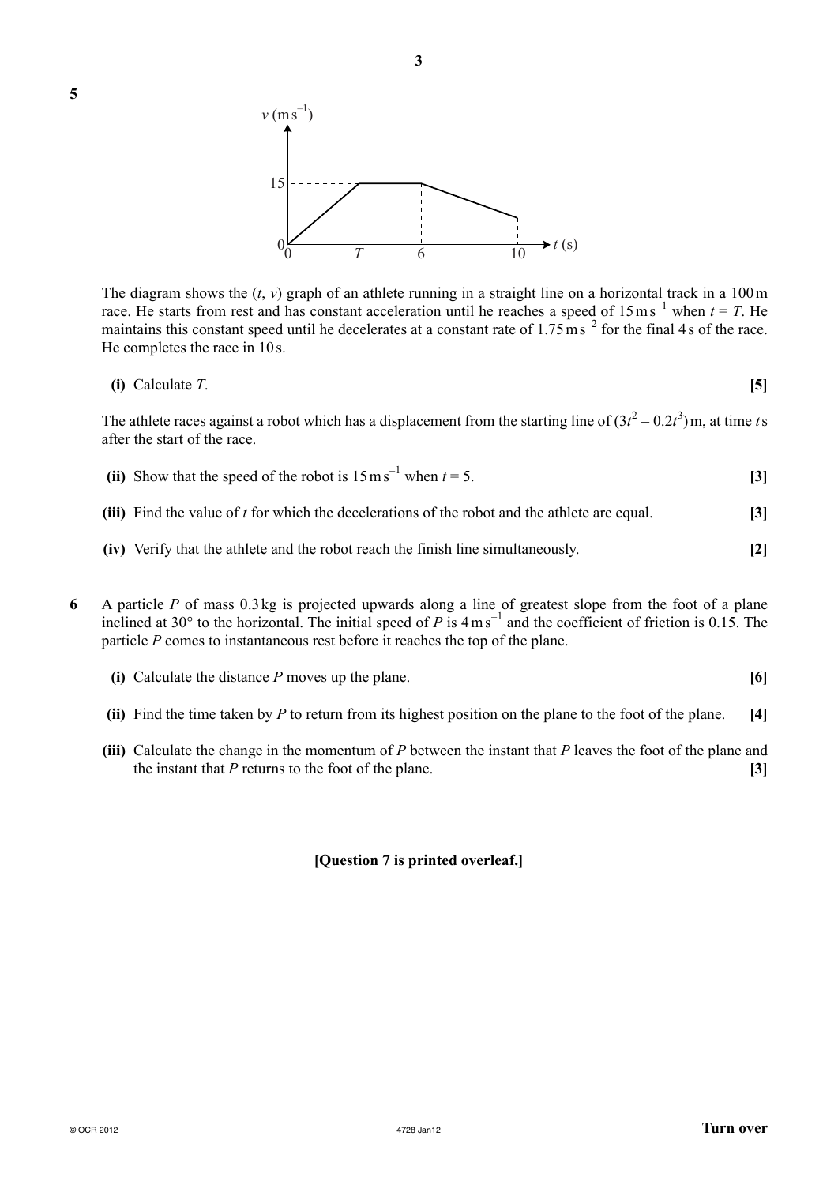**5**

The diagram shows the $(t, v)$ graph of an athlete running in a straight line on a horizontal track in a 100 m race. He starts from rest and has constant acceleration until he reaches a speed of $15\,\text{m s}^{-1}$ when $t = T$. He maintains this constant speed until he decelerates at a constant rate of $1.75\,\text{m s}^{-2}$ for the final 4 s of the race. He completes the race in 10 s.

**(i)** Calculate $T$. **[5]**

The athlete races against a robot which has a displacement from the starting line of $(3t^2 - 0.2t^3)$ m, at time $t$ s after the start of the race.

**(ii)** Show that the speed of the robot is $15\,\text{m s}^{-1}$ when $t = 5$. **[3]**

**(iii)** Find the value of $t$ for which the decelerations of the robot and the athlete are equal. **[3]**

**(iv)** Verify that the athlete and the robot reach the finish line simultaneously. **[2]**

**6** A particle $P$ of mass 0.3 kg is projected upwards along a line of greatest slope from the foot of a plane inclined at 30° to the horizontal. The initial speed of $P$ is $4\,\text{m s}^{-1}$ and the coefficient of friction is 0.15. The particle $P$ comes to instantaneous rest before it reaches the top of the plane.

**(i)** Calculate the distance $P$ moves up the plane. **[6]**

**(ii)** Find the time taken by $P$ to return from its highest position on the plane to the foot of the plane. **[4]**

**(iii)** Calculate the change in the momentum of $P$ between the instant that $P$ leaves the foot of the plane and the instant that $P$ returns to the foot of the plane. **[3]**

**[Question 7 is printed overleaf.]**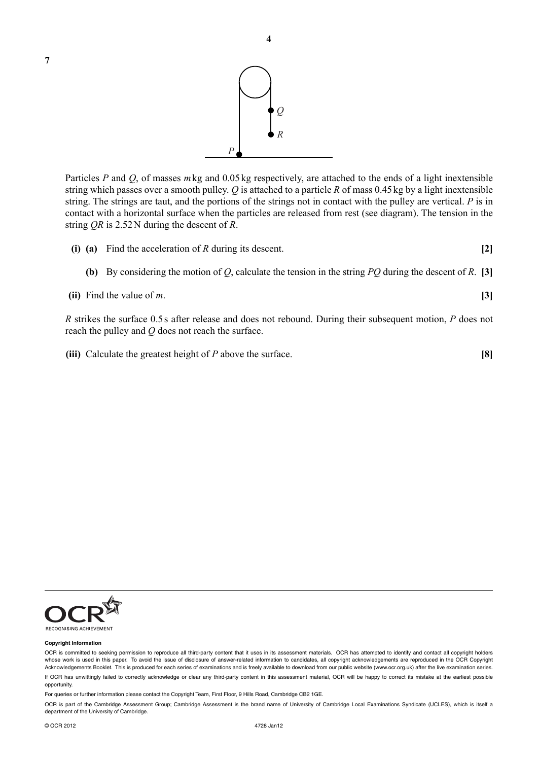**7**

Q

R

P

Particles $P$ and $Q$, of masses $m$ kg and 0.05 kg respectively, are attached to the ends of a light inextensible string which passes over a smooth pulley. $Q$ is attached to a particle $R$ of mass 0.45 kg by a light inextensible string. The strings are taut, and the portions of the strings not in contact with the pulley are vertical. $P$ is in contact with a horizontal surface when the particles are released from rest (see diagram). The tension in the string $QR$ is 2.52 N during the descent of $R$.

**(i) (a)** Find the acceleration of $R$ during its descent. **[2]**

**(b)** By considering the motion of $Q$, calculate the tension in the string $PQ$ during the descent of $R$. **[3]**

**(ii)** Find the value of $m$. **[3]**

$R$ strikes the surface 0.5 s after release and does not rebound. During their subsequent motion, $P$ does not reach the pulley and $Q$ does not reach the surface.

**(iii)** Calculate the greatest height of $P$ above the surface. **[8]**

**Copyright Information**

OCR is committed to seeking permission to reproduce all third-party content that it uses in its assessment materials. OCR has attempted to identify and contact all copyright holders whose work is used in this paper. To avoid the issue of disclosure of answer-related information to candidates, all copyright acknowledgements are reproduced in the OCR Copyright Acknowledgements Booklet. This is produced for each series of examinations and is freely available to download from our public website (www.ocr.org.uk) after the live examination series.

If OCR has unwittingly failed to correctly acknowledge or clear any third-party content in this assessment material, OCR will be happy to correct its mistake at the earliest possible opportunity.

For queries or further information please contact the Copyright Team, First Floor, 9 Hills Road, Cambridge CB2 1GE.

OCR is part of the Cambridge Assessment Group; Cambridge Assessment is the brand name of University of Cambridge Local Examinations Syndicate (UCLES), which is itself a department of the University of Cambridge.

© OCR 2012 4728 Jan12